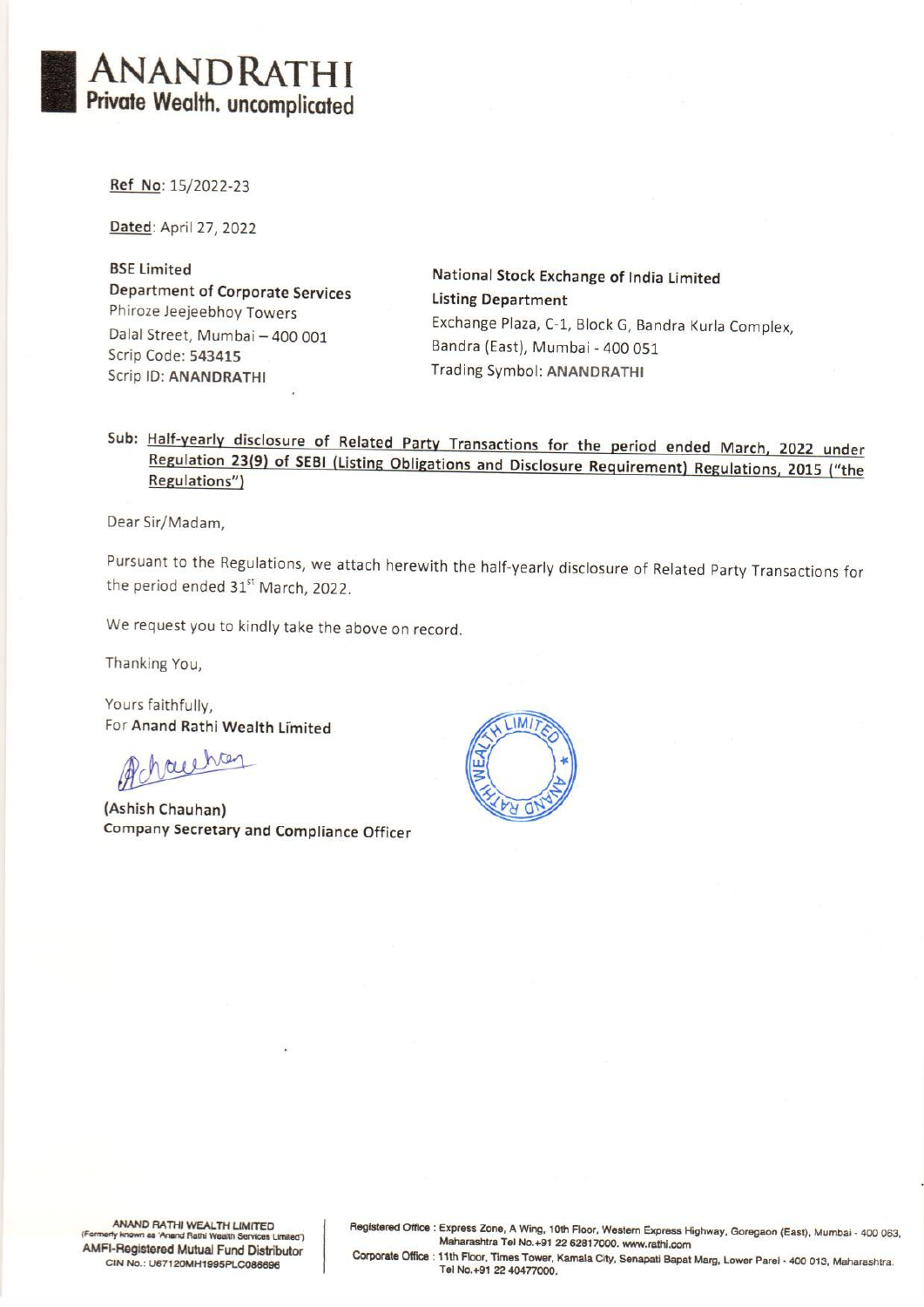# ANANDRATHI
**Private Wealth. uncomplicated**

**Ref No**: 15/2022-23

**Dated**: April 27, 2022

BSE Limited
**Department of Corporate Services**
Phiroze Jeejeebhoy Towers
Dalal Street, Mumbai – 400 001
Scrip Code: **543415**
Scrip ID: **ANANDRATHI**

**National Stock Exchange of India Limited**
**Listing Department**
Exchange Plaza, C-1, Block G, Bandra Kurla Complex,
Bandra (East), Mumbai - 400 051
Trading Symbol: **ANANDRATHI**

**Sub: Half-yearly disclosure of Related Party Transactions for the period ended March, 2022 under Regulation 23(9) of SEBI (Listing Obligations and Disclosure Requirement) Regulations, 2015 ("the Regulations")**

Dear Sir/Madam,

Pursuant to the Regulations, we attach herewith the half-yearly disclosure of Related Party Transactions for the period ended 31st March, 2022.

We request you to kindly take the above on record.

Thanking You,

Yours faithfully,
For **Anand Rathi Wealth Limited**

**(Ashish Chauhan)**
**Company Secretary and Compliance Officer**

ANAND RATHI WEALTH LIMITED
(Formerly known as 'Anand Rathi Wealth Services Limited')
AMFI-Registered Mutual Fund Distributor
CIN No.: U67120MH1995PLC086696

Registered Office : Express Zone, A Wing, 10th Floor, Western Express Highway, Goregaon (East), Mumbai - 400 063, Maharashtra Tel No.+91 22 62817000. www.rathi.com
Corporate Office : 11th Floor, Times Tower, Kamala City, Senapati Bapat Marg, Lower Parel - 400 013, Maharashtra. Tel No.+91 22 40477000.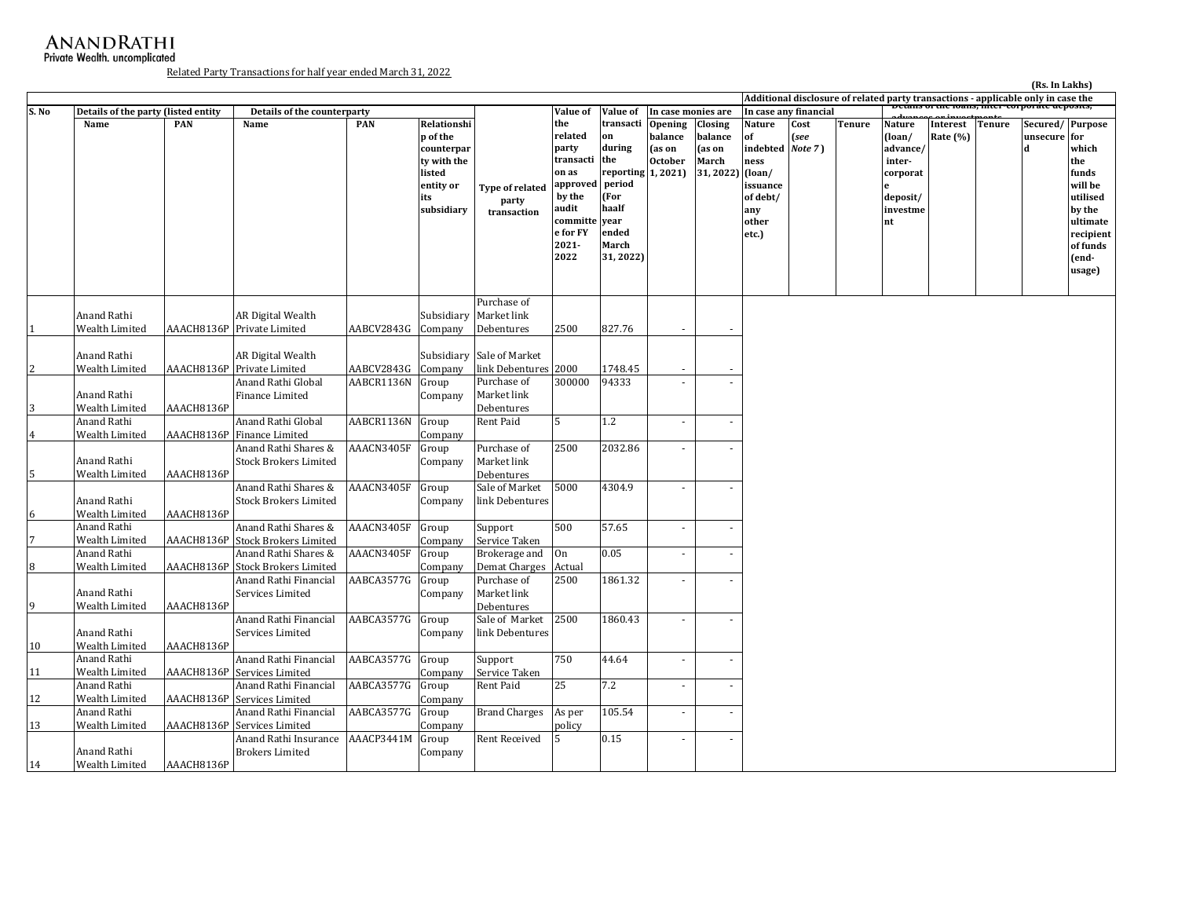Related Party Transactions for half year ended March 31, 2022

(Rs. In Lakhs)

| S. No | Details of the party (listed entity | | Details of the counterparty | | | Type of related party transaction | Value of the related party transaction as approved by the audit committee for FY 2021-2022 | Value of transaction during the reporting period (For haalf year ended March 31, 2022) | In case monies are | | Additional disclosure of related party transactions - applicable only in case the In case any financial | | | Details of the loans, inter-corporate deposits, advances or investments | | | | |
|---|---|---|---|---|---|---|---|---|---|---|---|---|---|---|---|---|---|---|
| | Name | PAN | Name | PAN | Relationship of the counterparty with the listed entity or its subsidiary | | | | Opening balance (as on October 1, 2021) | Closing balance (as on March 31, 2022) | Nature of indebtedness (loan/ issuance of debt/ any other etc.) | Cost (see Note 7) | Tenure | Nature (loan/ advance/ inter-corporate deposit/ investment | Interest Rate (%) | Tenure | Secured/ unsecured | Purpose for which the funds will be utilised by the ultimate recipient of funds (end-usage) |
| 1 | Anand Rathi Wealth Limited | AAACH8136P | AR Digital Wealth Private Limited | AABCV2843G | Subsidiary Company | Purchase of Market link Debentures | 2500 | 827.76 | - | - | | | | | | | | |
| 2 | Anand Rathi Wealth Limited | AAACH8136P | AR Digital Wealth Private Limited | AABCV2843G | Subsidiary Company | Sale of Market link Debentures | 2000 | 1748.45 | - | - | | | | | | | | |
| 3 | Anand Rathi Wealth Limited | AAACH8136P | Anand Rathi Global Finance Limited | AABCR1136N | Group Company | Purchase of Market link Debentures | 300000 | 94333 | - | - | | | | | | | | |
| 4 | Anand Rathi Wealth Limited | AAACH8136P | Anand Rathi Global Finance Limited | AABCR1136N | Group Company | Rent Paid | 5 | 1.2 | - | - | | | | | | | | |
| 5 | Anand Rathi Wealth Limited | AAACH8136P | Anand Rathi Shares & Stock Brokers Limited | AAACN3405F | Group Company | Purchase of Market link Debentures | 2500 | 2032.86 | - | - | | | | | | | | |
| 6 | Anand Rathi Wealth Limited | AAACH8136P | Anand Rathi Shares & Stock Brokers Limited | AAACN3405F | Group Company | Sale of Market link Debentures | 5000 | 4304.9 | - | - | | | | | | | | |
| 7 | Anand Rathi Wealth Limited | AAACH8136P | Anand Rathi Shares & Stock Brokers Limited | AAACN3405F | Group Company | Support Service Taken | 500 | 57.65 | - | - | | | | | | | | |
| 8 | Anand Rathi Wealth Limited | AAACH8136P | Anand Rathi Shares & Stock Brokers Limited | AAACN3405F | Group Company | Brokerage and Demat Charges | On Actual | 0.05 | - | - | | | | | | | | |
| 9 | Anand Rathi Wealth Limited | AAACH8136P | Anand Rathi Financial Services Limited | AABCA3577G | Group Company | Purchase of Market link Debentures | 2500 | 1861.32 | - | - | | | | | | | | |
| 10 | Anand Rathi Wealth Limited | AAACH8136P | Anand Rathi Financial Services Limited | AABCA3577G | Group Company | Sale of Market link Debentures | 2500 | 1860.43 | - | - | | | | | | | | |
| 11 | Anand Rathi Wealth Limited | AAACH8136P | Anand Rathi Financial Services Limited | AABCA3577G | Group Company | Support Service Taken | 750 | 44.64 | - | - | | | | | | | | |
| 12 | Anand Rathi Wealth Limited | AAACH8136P | Anand Rathi Financial Services Limited | AABCA3577G | Group Company | Rent Paid | 25 | 7.2 | - | - | | | | | | | | |
| 13 | Anand Rathi Wealth Limited | AAACH8136P | Anand Rathi Financial Services Limited | AABCA3577G | Group Company | Brand Charges | As per policy | 105.54 | - | - | | | | | | | | |
| 14 | Anand Rathi Wealth Limited | AAACH8136P | Anand Rathi Insurance Brokers Limited | AAACP3441M | Group Company | Rent Received | 5 | 0.15 | - | - | | | | | | | | |